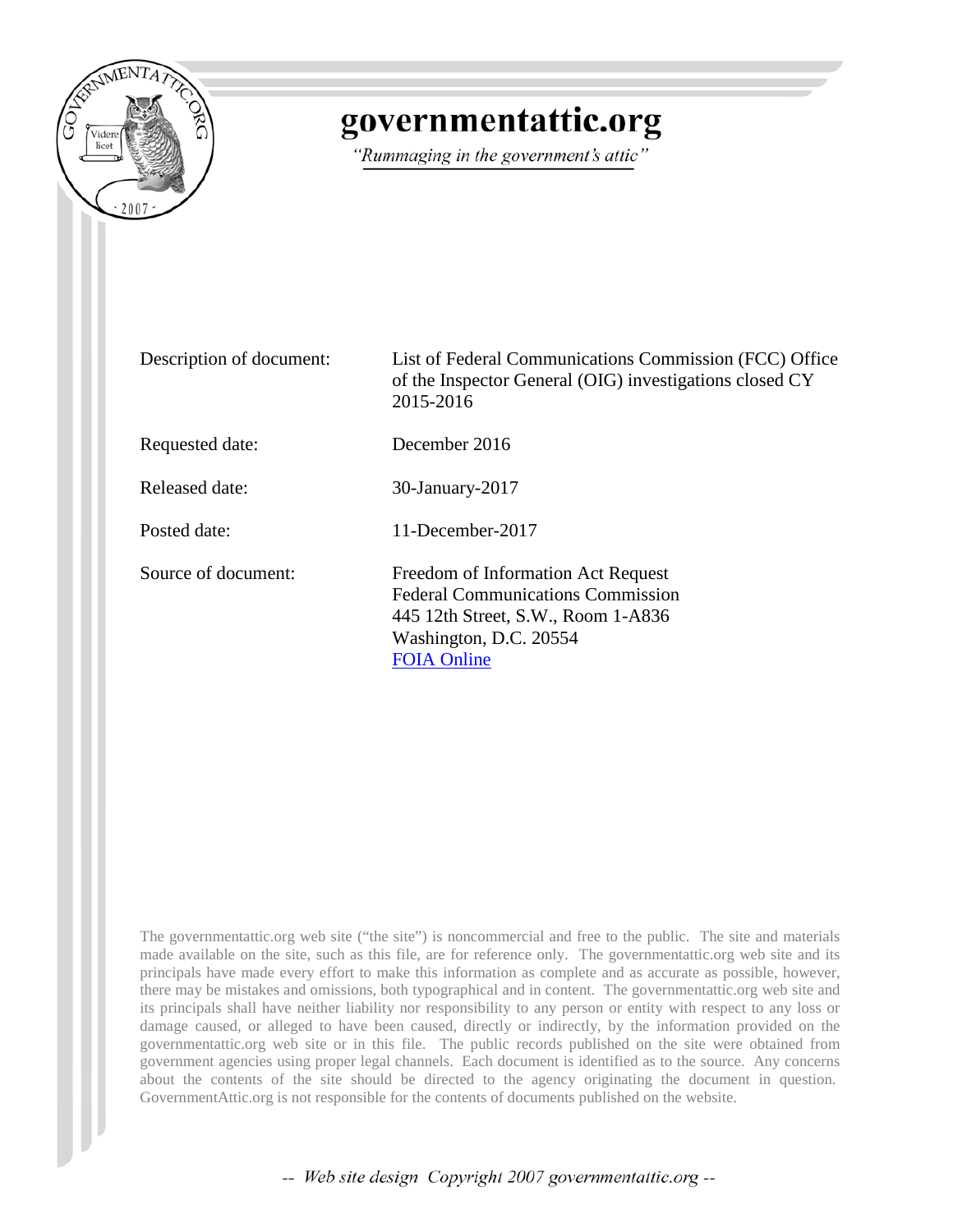# governmentattic.org

*"Rummaging in the government's attic"*

| | |
|---|---|
| Description of document: | List of Federal Communications Commission (FCC) Office of the Inspector General (OIG) investigations closed CY 2015-2016 |
| Requested date: | December 2016 |
| Released date: | 30-January-2017 |
| Posted date: | 11-December-2017 |
| Source of document: | Freedom of Information Act Request<br>Federal Communications Commission<br>445 12th Street, S.W., Room 1-A836<br>Washington, D.C. 20554<br>FOIA Online |

The governmentattic.org web site ("the site") is noncommercial and free to the public. The site and materials made available on the site, such as this file, are for reference only. The governmentattic.org web site and its principals have made every effort to make this information as complete and as accurate as possible, however, there may be mistakes and omissions, both typographical and in content. The governmentattic.org web site and its principals shall have neither liability nor responsibility to any person or entity with respect to any loss or damage caused, or alleged to have been caused, directly or indirectly, by the information provided on the governmentattic.org web site or in this file. The public records published on the site were obtained from government agencies using proper legal channels. Each document is identified as to the source. Any concerns about the contents of the site should be directed to the agency originating the document in question. GovernmentAttic.org is not responsible for the contents of documents published on the website.

*-- Web site design Copyright 2007 governmentattic.org --*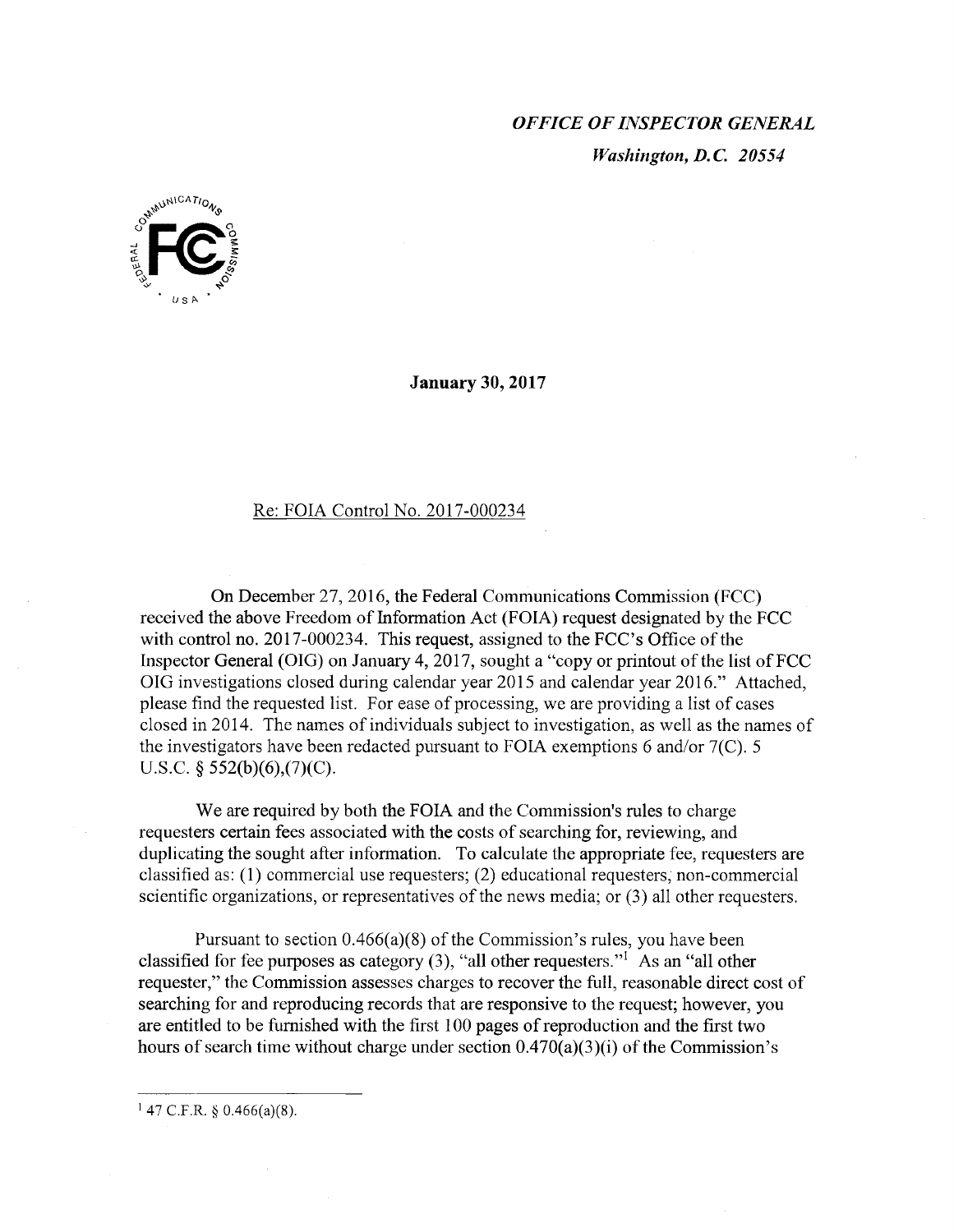***OFFICE OF INSPECTOR GENERAL***

***Washington, D.C. 20554***

**January 30, 2017**

Re: FOIA Control No. 2017-000234

On December 27, 2016, the Federal Communications Commission (FCC) received the above Freedom of Information Act (FOIA) request designated by the FCC with control no. 2017-000234. This request, assigned to the FCC's Office of the Inspector General (OIG) on January 4, 2017, sought a "copy or printout of the list of FCC OIG investigations closed during calendar year 2015 and calendar year 2016." Attached, please find the requested list. For ease of processing, we are providing a list of cases closed in 2014. The names of individuals subject to investigation, as well as the names of the investigators have been redacted pursuant to FOIA exemptions 6 and/or 7(C). 5 U.S.C. § 552(b)(6),(7)(C).

We are required by both the FOIA and the Commission's rules to charge requesters certain fees associated with the costs of searching for, reviewing, and duplicating the sought after information. To calculate the appropriate fee, requesters are classified as: (1) commercial use requesters; (2) educational requesters, non-commercial scientific organizations, or representatives of the news media; or (3) all other requesters.

Pursuant to section 0.466(a)(8) of the Commission's rules, you have been classified for fee purposes as category (3), "all other requesters."[1] As an "all other requester," the Commission assesses charges to recover the full, reasonable direct cost of searching for and reproducing records that are responsive to the request; however, you are entitled to be furnished with the first 100 pages of reproduction and the first two hours of search time without charge under section 0.470(a)(3)(i) of the Commission's

[1] 47 C.F.R. § 0.466(a)(8).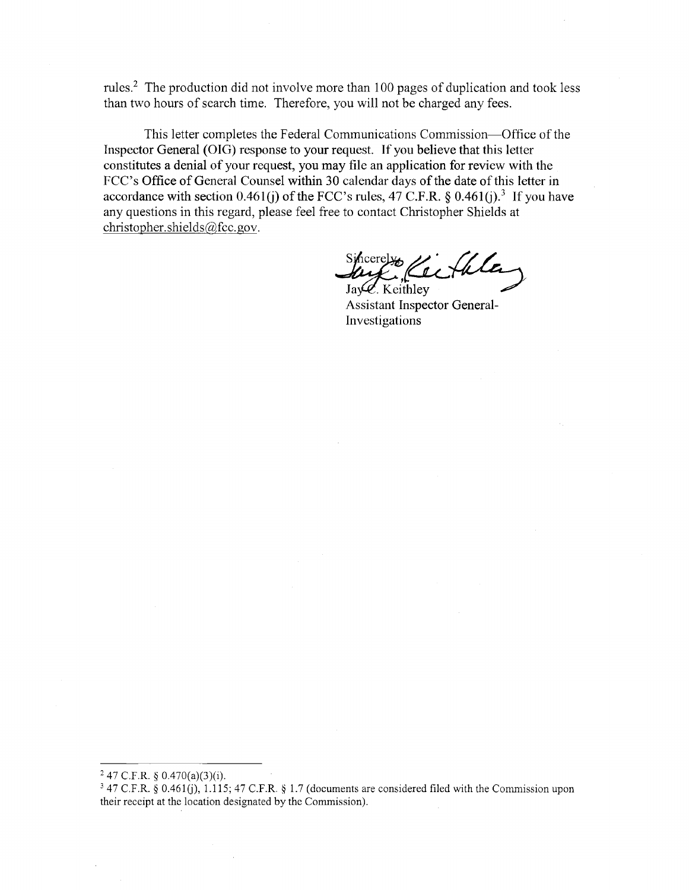rules.[2] The production did not involve more than 100 pages of duplication and took less than two hours of search time. Therefore, you will not be charged any fees.

This letter completes the Federal Communications Commission—Office of the Inspector General (OIG) response to your request. If you believe that this letter constitutes a denial of your request, you may file an application for review with the FCC's Office of General Counsel within 30 calendar days of the date of this letter in accordance with section 0.461(j) of the FCC's rules, 47 C.F.R. § 0.461(j).[3] If you have any questions in this regard, please feel free to contact Christopher Shields at christopher.shields@fcc.gov.

Sincerely,

Jay C. Keithley
Assistant Inspector General-
Investigations

---

[2] 47 C.F.R. § 0.470(a)(3)(i).

[3] 47 C.F.R. § 0.461(j), 1.115; 47 C.F.R. § 1.7 (documents are considered filed with the Commission upon their receipt at the location designated by the Commission).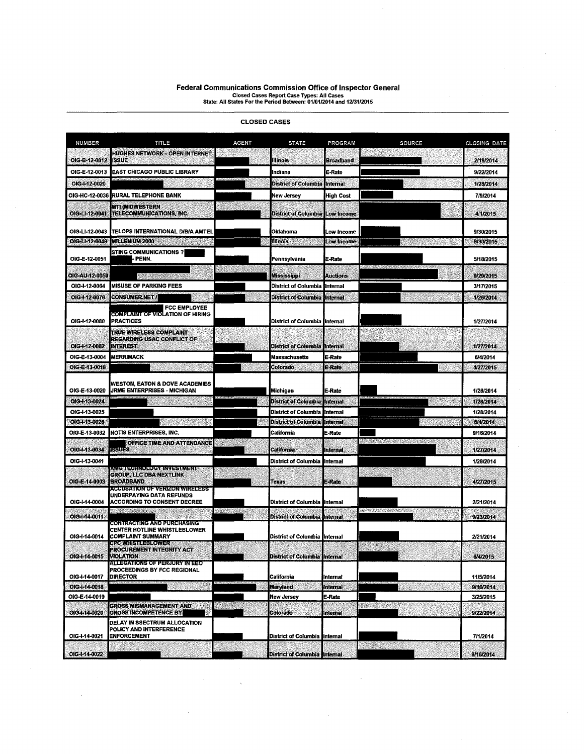# Federal Communications Commission Office of Inspector General

Closed Cases Report Case Types: All Cases
State: All States For the Period Between: 01/01/2014 and 12/31/2015

## CLOSED CASES

| NUMBER | TITLE | AGENT | STATE | PROGRAM | SOURCE | CLOSING_DATE |
|---|---|---|---|---|---|---|
| OIG-B-12-0012 | HUGHES NETWORK - OPEN INTERNET ISSUE | | Illinois | Broadband | | 2/19/2014 |
| OIG-E-12-0013 | EAST CHICAGO PUBLIC LIBRARY | | Indiana | E-Rate | | 9/22/2014 |
| OIG-I-12-0020 | | | District of Columbia | Internal | | 1/28/2014 |
| OIG-HC-12-0036 | RURAL TELEPHONE BANK | | New Jersey | High Cost | | 7/9/2014 |
| OIG-LI-12-0041 | MTI (MIDWESTERN TELECOMMUNICATIONS, INC. | | District of Columbia | Low Income | | 4/1/2015 |
| OIG-LI-12-0043 | TELOPS INTERNATIONAL D/B/A AMTEL | | Oklahoma | Low Income | | 9/30/2015 |
| OIG-LI-12-0049 | MILLENIUM 2000 | | Illinois | Low Income | | 9/30/2015 |
| OIG-E-12-0051 | STING COMMUNICATIONS ? - PENN. | | Pennsylvania | E-Rate | | 5/18/2015 |
| OIG-AU-12-0059 | | | Mississippi | Auctions | | 9/29/2015 |
| OIG-I-12-0064 | MISUSE OF PARKING FEES | | District of Columbia | Internal | | 3/17/2015 |
| OIG-I-12-0076 | CONSUMER.NET / | | District of Columbia | Internal | | 1/26/2014 |
| OIG-I-12-0080 | FCC EMPLOYEE COMPLAINT OF VIOLATION OF HIRING PRACTICES | | District of Columbia | Internal | | 1/27/2014 |
| OIG-I-12-0082 | TRUE WIRELESS COMPLAINT REGARDING USAC CONFLICT OF INTEREST | | District of Columbia | Internal | | 1/27/2014 |
| OIG-E-13-0004 | MERRIMACK | | Massachusetts | E-Rate | | 6/4/2014 |
| OIG-E-13-0018 | | | Colorado | E-Rate | | 4/27/2015 |
| OIG-E-13-0020 | WESTON, EATON & DOVE ACADEMIES JRME ENTERPRISES - MICHIGAN | | Michigan | E-Rate | | 1/28/2014 |
| OIG-I-13-0024 | | | District of Columbia | Internal | | 1/28/2014 |
| OIG-I-13-0025 | | | District of Columbia | Internal | | 1/28/2014 |
| OIG-I-13-0026 | | | District of Columbia | Internal | | 6/4/2014 |
| OIG-E-13-0032 | NOTIS ENTERPRISES, INC. | | California | E-Rate | | 9/16/2014 |
| OIG-I-13-0034 | OFFICE TIME AND ATTENDANCE ISSUES | | California | Internal | | 1/27/2014 |
| OIG-I-13-0041 | | | District of Columbia | Internal | | 1/28/2014 |
| OIG-E-14-0003 | AMG TECHNOLOGY INVESTMENT GROUP, LLC DBA NEXTLINK BROADBAND | | Texas | E-Rate | | 4/27/2015 |
| OIG-I-14-0004 | ACCUSATION OF VERIZON WIRELESS UNDERPAYING DATA REFUNDS ACCORDING TO CONSENT DECREE | | District of Columbia | Internal | | 2/21/2014 |
| OIG-I-14-0011 | | | District of Columbia | Internal | | 9/23/2014 |
| OIG-I-14-0014 | CONTRACTING AND PURCHASING CENTER HOTLINE WHISTLEBLOWER COMPLAINT SUMMARY | | District of Columbia | Internal | | 2/21/2014 |
| OIG-I-14-0015 | CPC WHISTLEBLOWER PROCUREMENT INTEGRITY ACT VIOLATION | | District of Columbia | Internal | | 6/4/2015 |
| OIG-I-14-0017 | ALLEGATIONS OF PERJURY IN EEO PROCEEDINGS BY FCC REGIONAL DIRECTOR | | California | Internal | | 11/5/2014 |
| OIG-I-14-0018 | | | Maryland | Internal | | 9/16/2014 |
| OIG-E-14-0019 | | | New Jersey | E-Rate | | 3/25/2015 |
| OIG-I-14-0020 | GROSS MISMANAGEMENT AND GROSS INCOMPETENCE BY | | Colorado | Internal | | 9/22/2014 |
| OIG-I-14-0021 | DELAY IN SSECTRUM ALLOCATION POLICY AND INTERFERENCE ENFORCEMENT | | District of Columbia | Internal | | 7/1/2014 |
| OIG-I-14-0022 | | | District of Columbia | Internal | | 9/16/2014 |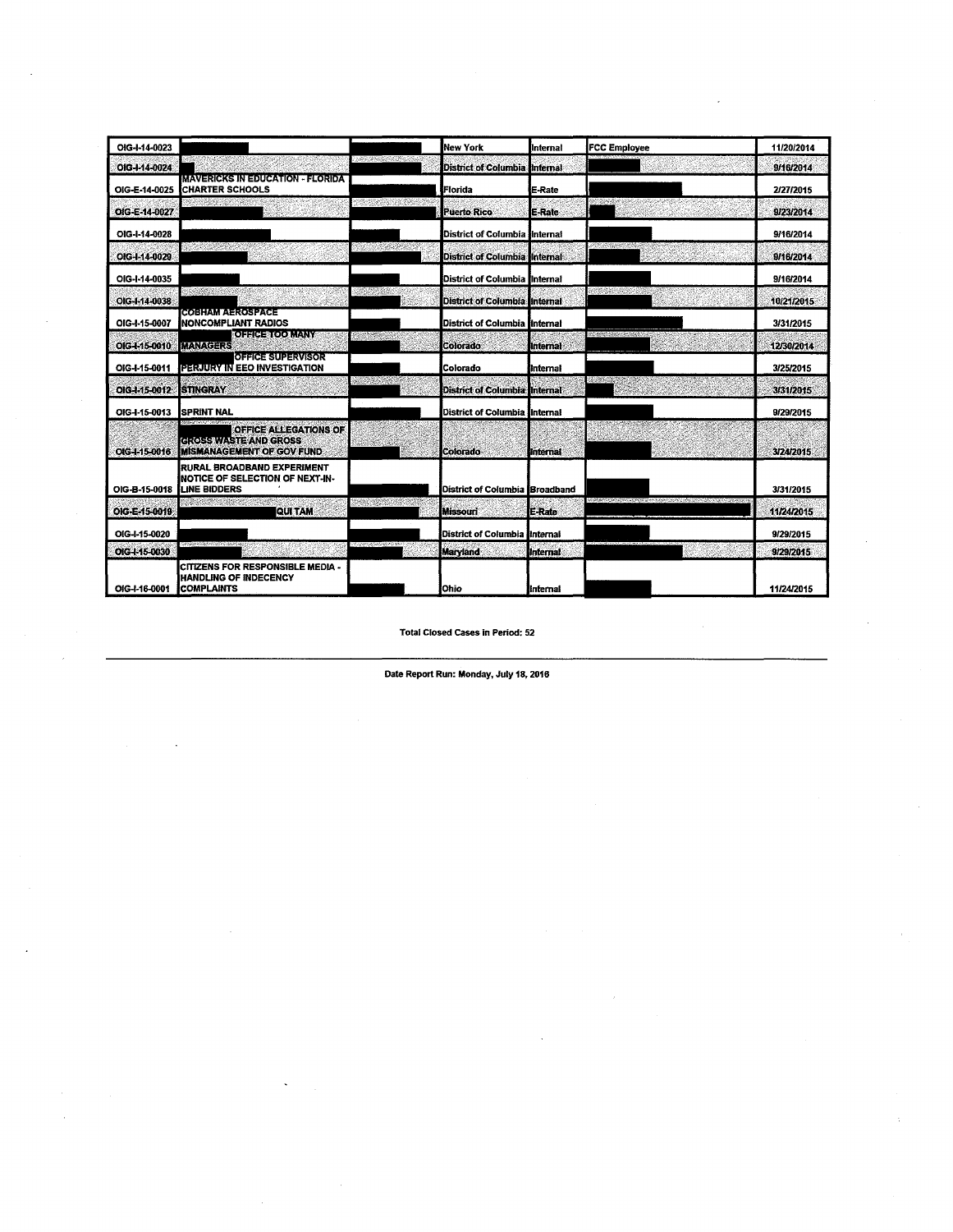| | | | | | | |
|---|---|---|---|---|---|---|
| OIG-I-14-0023 | | | New York | Internal | FCC Employee | 11/20/2014 |
| OIG-I-14-0024 | | | District of Columbia | Internal | | 9/16/2014 |
| OIG-E-14-0025 | MAVERICKS IN EDUCATION - FLORIDA CHARTER SCHOOLS | | Florida | E-Rate | | 2/27/2015 |
| OIG-E-14-0027 | | | Puerto Rico | E-Rate | | 9/23/2014 |
| OIG-I-14-0028 | | | District of Columbia | Internal | | 9/16/2014 |
| OIG-I-14-0029 | | | District of Columbia | Internal | | 9/16/2014 |
| OIG-I-14-0035 | | | District of Columbia | Internal | | 9/16/2014 |
| OIG-I-14-0038 | | | District of Columbia | Internal | | 10/21/2015 |
| OIG-I-15-0007 | COBHAM AEROSPACE NONCOMPLIANT RADIOS | | District of Columbia | Internal | | 3/31/2015 |
| OIG-I-15-0010 | OFFICE TOO MANY MANAGERS | | Colorado | Internal | | 12/30/2014 |
| OIG-I-15-0011 | OFFICE SUPERVISOR PERJURY IN EEO INVESTIGATION | | Colorado | Internal | | 3/25/2015 |
| OIG-I-15-0012 | STINGRAY | | District of Columbia | Internal | | 3/31/2015 |
| OIG-I-15-0013 | SPRINT NAL | | District of Columbia | Internal | | 9/29/2015 |
| OIG-I-15-0016 | OFFICE ALLEGATIONS OF GROSS WASTE AND GROSS MISMANAGEMENT OF GOV FUND | | Colorado | Internal | | 3/24/2015 |
| OIG-B-15-0018 | RURAL BROADBAND EXPERIMENT NOTICE OF SELECTION OF NEXT-IN-LINE BIDDERS | | District of Columbia | Broadband | | 3/31/2015 |
| OIG-E-15-0019 | QUI TAM | | Missouri | E-Rate | | 11/24/2015 |
| OIG-I-15-0020 | | | District of Columbia | Internal | | 9/29/2015 |
| OIG-I-15-0030 | | | Maryland | Internal | | 9/29/2015 |
| OIG-I-16-0001 | CITIZENS FOR RESPONSIBLE MEDIA - HANDLING OF INDECENCY COMPLAINTS | | Ohio | Internal | | 11/24/2015 |

**Total Closed Cases in Period: 52**

**Date Report Run: Monday, July 18, 2016**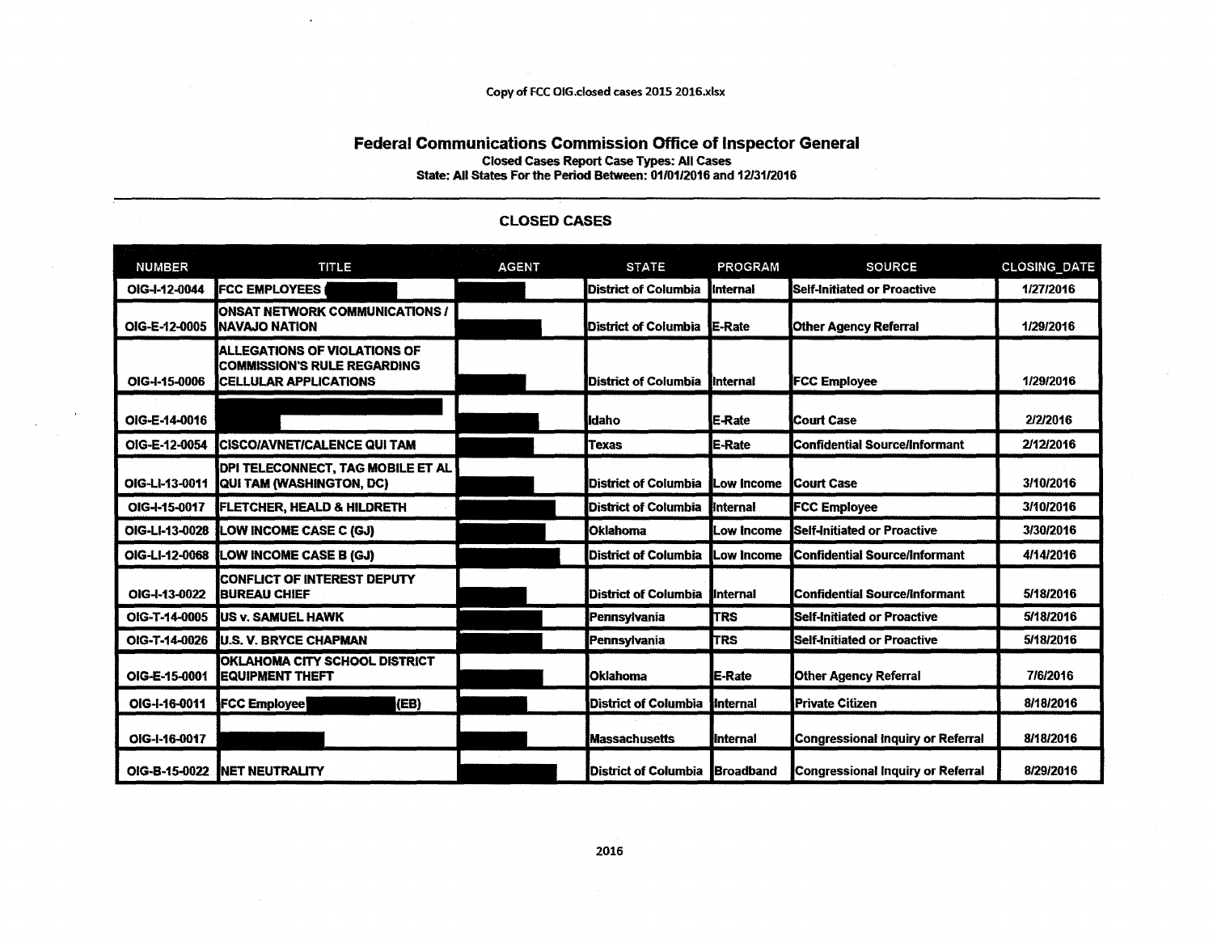Copy of FCC OIG.closed cases 2015 2016.xlsx

# Federal Communications Commission Office of Inspector General

**Closed Cases Report Case Types: All Cases**
**State: All States For the Period Between: 01/01/2016 and 12/31/2016**

## CLOSED CASES

| NUMBER | TITLE | AGENT | STATE | PROGRAM | SOURCE | CLOSING_DATE |
|---|---|---|---|---|---|---|
| OIG-I-12-0044 | FCC EMPLOYEES [REDACTED] | [REDACTED] | District of Columbia | Internal | Self-Initiated or Proactive | 1/27/2016 |
| OIG-E-12-0005 | ONSAT NETWORK COMMUNICATIONS / NAVAJO NATION | [REDACTED] | District of Columbia | E-Rate | Other Agency Referral | 1/29/2016 |
| OIG-I-15-0006 | ALLEGATIONS OF VIOLATIONS OF COMMISSION'S RULE REGARDING CELLULAR APPLICATIONS | [REDACTED] | District of Columbia | Internal | FCC Employee | 1/29/2016 |
| OIG-E-14-0016 | [REDACTED] | [REDACTED] | Idaho | E-Rate | Court Case | 2/2/2016 |
| OIG-E-12-0054 | CISCO/AVNET/CALENCE QUI TAM | [REDACTED] | Texas | E-Rate | Confidential Source/Informant | 2/12/2016 |
| OIG-LI-13-0011 | DPI TELECONNECT, TAG MOBILE ET AL QUI TAM (WASHINGTON, DC) | [REDACTED] | District of Columbia | Low Income | Court Case | 3/10/2016 |
| OIG-I-15-0017 | FLETCHER, HEALD & HILDRETH | [REDACTED] | District of Columbia | Internal | FCC Employee | 3/10/2016 |
| OIG-LI-13-0028 | LOW INCOME CASE C (GJ) | [REDACTED] | Oklahoma | Low Income | Self-Initiated or Proactive | 3/30/2016 |
| OIG-LI-12-0068 | LOW INCOME CASE B (GJ) | [REDACTED] | District of Columbia | Low Income | Confidential Source/Informant | 4/14/2016 |
| OIG-I-13-0022 | CONFLICT OF INTEREST DEPUTY BUREAU CHIEF | [REDACTED] | District of Columbia | Internal | Confidential Source/Informant | 5/18/2016 |
| OIG-T-14-0005 | US v. SAMUEL HAWK | [REDACTED] | Pennsylvania | TRS | Self-Initiated or Proactive | 5/18/2016 |
| OIG-T-14-0026 | U.S. V. BRYCE CHAPMAN | [REDACTED] | Pennsylvania | TRS | Self-Initiated or Proactive | 5/18/2016 |
| OIG-E-15-0001 | OKLAHOMA CITY SCHOOL DISTRICT EQUIPMENT THEFT | [REDACTED] | Oklahoma | E-Rate | Other Agency Referral | 7/6/2016 |
| OIG-I-16-0011 | FCC Employee [REDACTED] (EB) | [REDACTED] | District of Columbia | Internal | Private Citizen | 8/18/2016 |
| OIG-I-16-0017 | [REDACTED] | [REDACTED] | Massachusetts | Internal | Congressional Inquiry or Referral | 8/18/2016 |
| OIG-B-15-0022 | NET NEUTRALITY | [REDACTED] | District of Columbia | Broadband | Congressional Inquiry or Referral | 8/29/2016 |

2016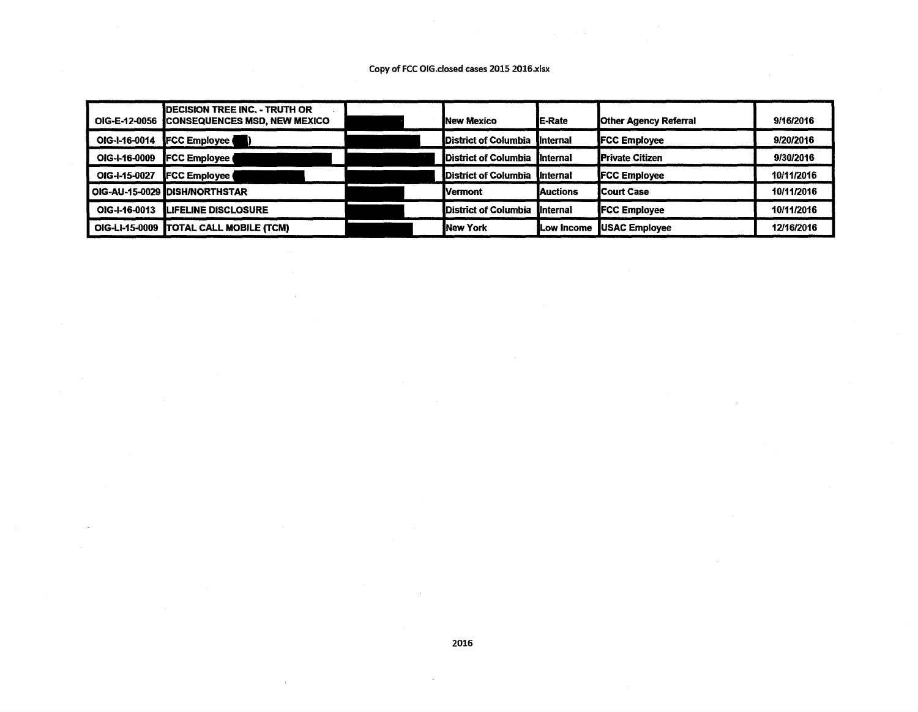Copy of FCC OIG.closed cases 2015 2016.xlsx

| | | | | | | |
|---|---|---|---|---|---|---|
| OIG-E-12-0056 | DECISION TREE INC. - TRUTH OR CONSEQUENCES MSD, NEW MEXICO | | New Mexico | E-Rate | Other Agency Referral | 9/16/2016 |
| OIG-I-16-0014 | FCC Employee ( ) | | District of Columbia | Internal | FCC Employee | 9/20/2016 |
| OIG-I-16-0009 | FCC Employee ( | | District of Columbia | Internal | Private Citizen | 9/30/2016 |
| OIG-I-15-0027 | FCC Employee ( | | District of Columbia | Internal | FCC Employee | 10/11/2016 |
| OIG-AU-15-0029 | DISH/NORTHSTAR | | Vermont | Auctions | Court Case | 10/11/2016 |
| OIG-I-16-0013 | LIFELINE DISCLOSURE | | District of Columbia | Internal | FCC Employee | 10/11/2016 |
| OIG-LI-15-0009 | TOTAL CALL MOBILE (TCM) | | New York | Low Income | USAC Employee | 12/16/2016 |

2016